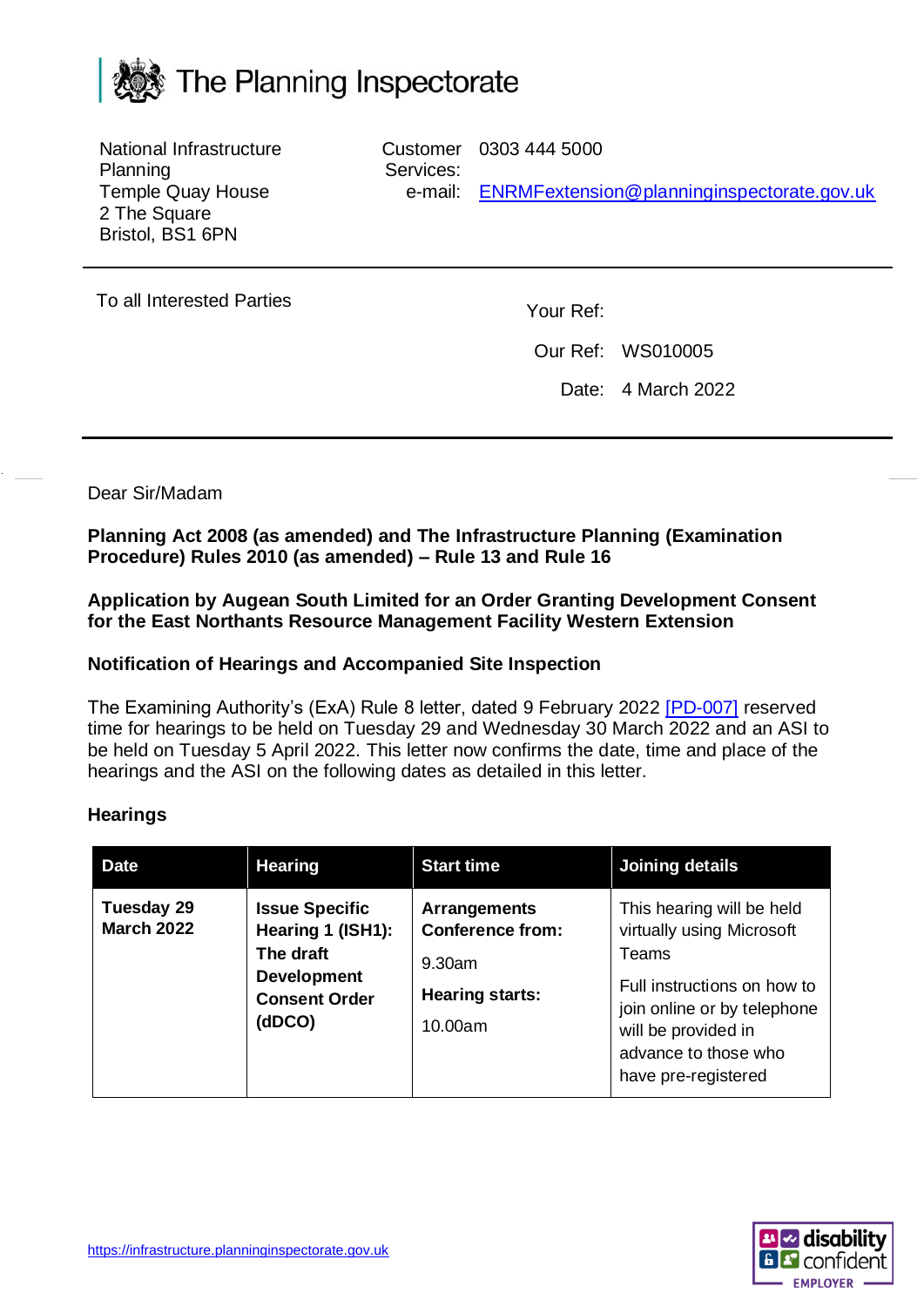# The Planning Inspectorate

National Infrastructure Planning
Temple Quay House
2 The Square
Bristol, BS1 6PN

Customer Services: 0303 444 5000
e-mail: ENRMFextension@planninginspectorate.gov.uk

To all Interested Parties

Your Ref:

Our Ref: WS010005

Date: 4 March 2022

Dear Sir/Madam

**Planning Act 2008 (as amended) and The Infrastructure Planning (Examination Procedure) Rules 2010 (as amended) – Rule 13 and Rule 16**

**Application by Augean South Limited for an Order Granting Development Consent for the East Northants Resource Management Facility Western Extension**

**Notification of Hearings and Accompanied Site Inspection**

The Examining Authority's (ExA) Rule 8 letter, dated 9 February 2022 [PD-007] reserved time for hearings to be held on Tuesday 29 and Wednesday 30 March 2022 and an ASI to be held on Tuesday 5 April 2022. This letter now confirms the date, time and place of the hearings and the ASI on the following dates as detailed in this letter.

**Hearings**

| Date | Hearing | Start time | Joining details |
| --- | --- | --- | --- |
| **Tuesday 29 March 2022** | **Issue Specific Hearing 1 (ISH1): The draft Development Consent Order (dDCO)** | **Arrangements Conference from:** 9.30am **Hearing starts:** 10.00am | This hearing will be held virtually using Microsoft Teams. Full instructions on how to join online or by telephone will be provided in advance to those who have pre-registered |

https://infrastructure.planninginspectorate.gov.uk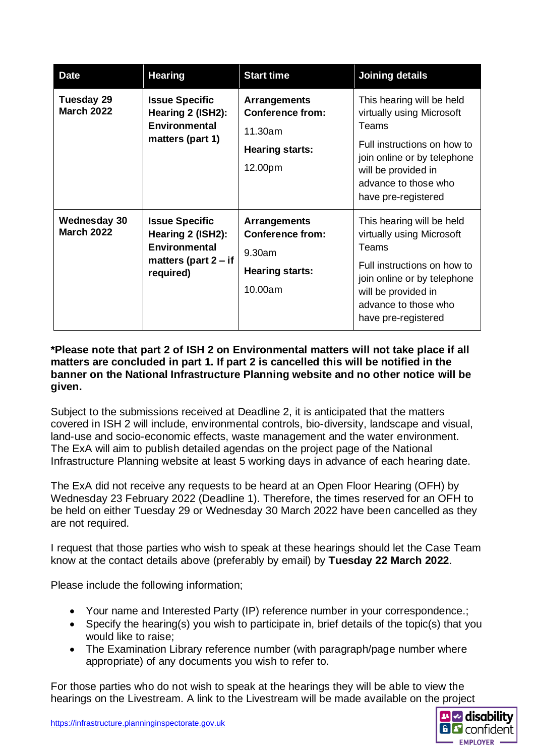| Date | Hearing | Start time | Joining details |
|---|---|---|---|
| **Tuesday 29 March 2022** | **Issue Specific Hearing 2 (ISH2): Environmental matters (part 1)** | **Arrangements Conference from:** 11.30am **Hearing starts:** 12.00pm | This hearing will be held virtually using Microsoft Teams Full instructions on how to join online or by telephone will be provided in advance to those who have pre-registered |
| **Wednesday 30 March 2022** | **Issue Specific Hearing 2 (ISH2): Environmental matters (part 2 – if required)** | **Arrangements Conference from:** 9.30am **Hearing starts:** 10.00am | This hearing will be held virtually using Microsoft Teams Full instructions on how to join online or by telephone will be provided in advance to those who have pre-registered |

**\*Please note that part 2 of ISH 2 on Environmental matters will not take place if all matters are concluded in part 1. If part 2 is cancelled this will be notified in the banner on the National Infrastructure Planning website and no other notice will be given.**

Subject to the submissions received at Deadline 2, it is anticipated that the matters covered in ISH 2 will include, environmental controls, bio-diversity, landscape and visual, land-use and socio-economic effects, waste management and the water environment. The ExA will aim to publish detailed agendas on the project page of the National Infrastructure Planning website at least 5 working days in advance of each hearing date.

The ExA did not receive any requests to be heard at an Open Floor Hearing (OFH) by Wednesday 23 February 2022 (Deadline 1). Therefore, the times reserved for an OFH to be held on either Tuesday 29 or Wednesday 30 March 2022 have been cancelled as they are not required.

I request that those parties who wish to speak at these hearings should let the Case Team know at the contact details above (preferably by email) by **Tuesday 22 March 2022**.

Please include the following information;

- Your name and Interested Party (IP) reference number in your correspondence.;
- Specify the hearing(s) you wish to participate in, brief details of the topic(s) that you would like to raise;
- The Examination Library reference number (with paragraph/page number where appropriate) of any documents you wish to refer to.

For those parties who do not wish to speak at the hearings they will be able to view the hearings on the Livestream. A link to the Livestream will be made available on the project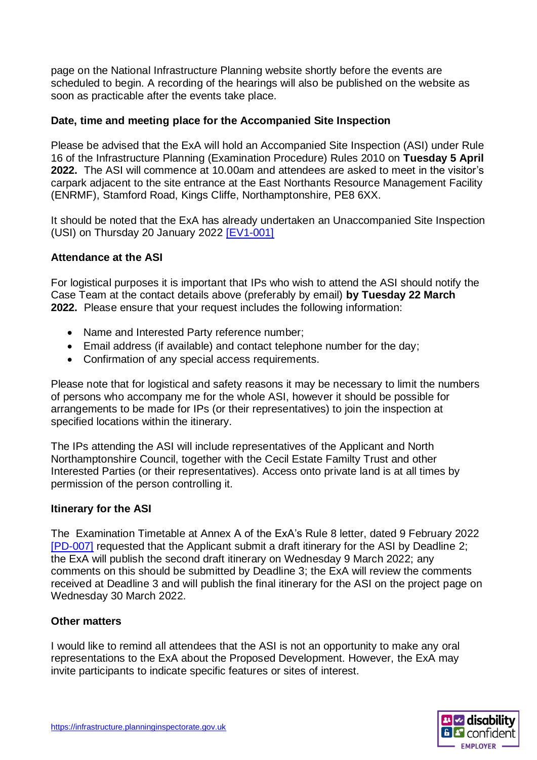page on the National Infrastructure Planning website shortly before the events are scheduled to begin. A recording of the hearings will also be published on the website as soon as practicable after the events take place.

**Date, time and meeting place for the Accompanied Site Inspection**

Please be advised that the ExA will hold an Accompanied Site Inspection (ASI) under Rule 16 of the Infrastructure Planning (Examination Procedure) Rules 2010 on **Tuesday 5 April 2022.** The ASI will commence at 10.00am and attendees are asked to meet in the visitor's carpark adjacent to the site entrance at the East Northants Resource Management Facility (ENRMF), Stamford Road, Kings Cliffe, Northamptonshire, PE8 6XX.

It should be noted that the ExA has already undertaken an Unaccompanied Site Inspection (USI) on Thursday 20 January 2022 [EV1-001]

**Attendance at the ASI**

For logistical purposes it is important that IPs who wish to attend the ASI should notify the Case Team at the contact details above (preferably by email) **by Tuesday 22 March 2022.** Please ensure that your request includes the following information:

- Name and Interested Party reference number;
- Email address (if available) and contact telephone number for the day;
- Confirmation of any special access requirements.

Please note that for logistical and safety reasons it may be necessary to limit the numbers of persons who accompany me for the whole ASI, however it should be possible for arrangements to be made for IPs (or their representatives) to join the inspection at specified locations within the itinerary.

The IPs attending the ASI will include representatives of the Applicant and North Northamptonshire Council, together with the Cecil Estate Familty Trust and other Interested Parties (or their representatives). Access onto private land is at all times by permission of the person controlling it.

**Itinerary for the ASI**

The Examination Timetable at Annex A of the ExA's Rule 8 letter, dated 9 February 2022 [PD-007] requested that the Applicant submit a draft itinerary for the ASI by Deadline 2; the ExA will publish the second draft itinerary on Wednesday 9 March 2022; any comments on this should be submitted by Deadline 3; the ExA will review the comments received at Deadline 3 and will publish the final itinerary for the ASI on the project page on Wednesday 30 March 2022.

**Other matters**

I would like to remind all attendees that the ASI is not an opportunity to make any oral representations to the ExA about the Proposed Development. However, the ExA may invite participants to indicate specific features or sites of interest.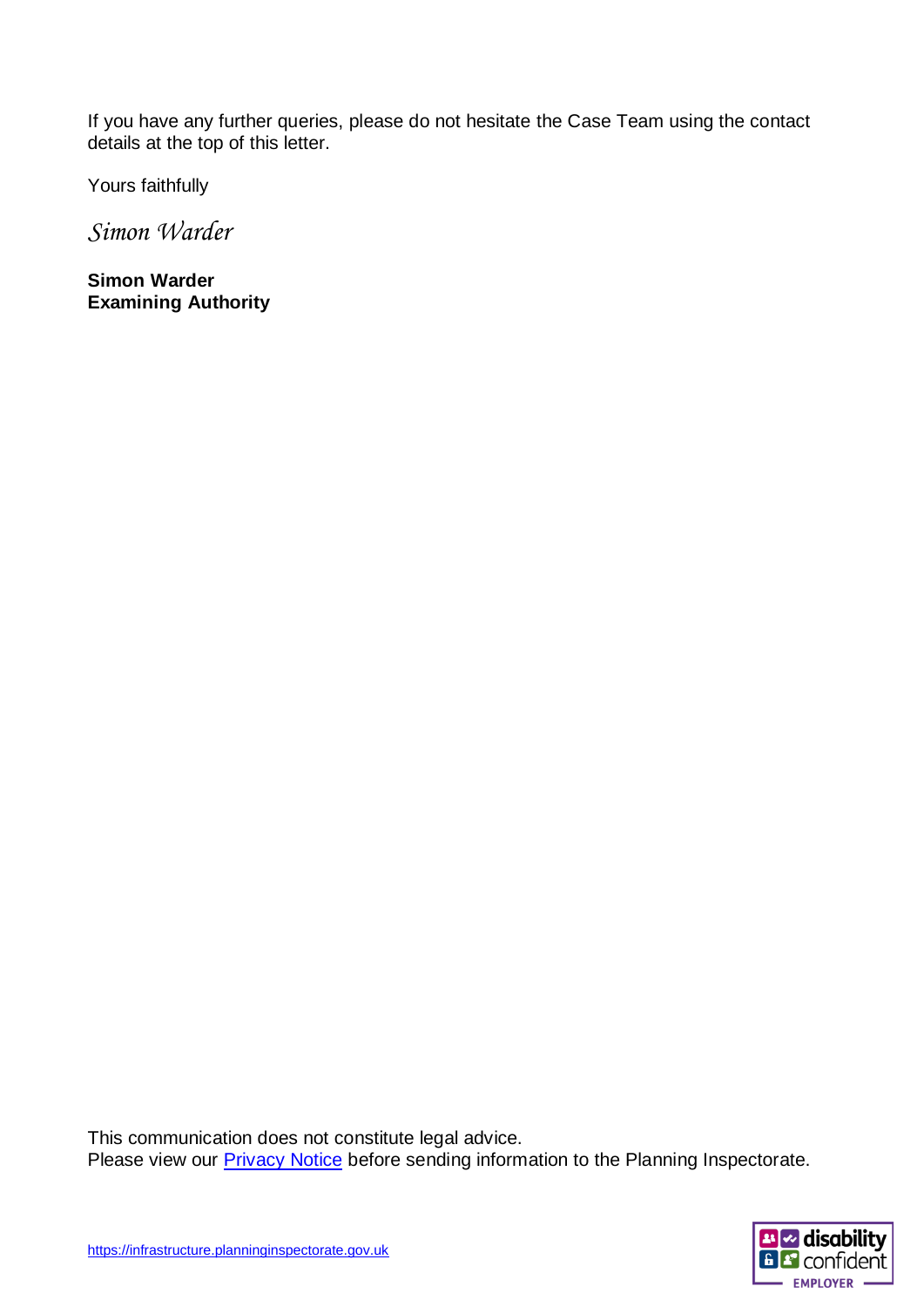If you have any further queries, please do not hesitate the Case Team using the contact details at the top of this letter.

Yours faithfully

*Simon Warder*

**Simon Warder**
**Examining Authority**

This communication does not constitute legal advice.
Please view our [Privacy Notice](https://infrastructure.planninginspectorate.gov.uk) before sending information to the Planning Inspectorate.